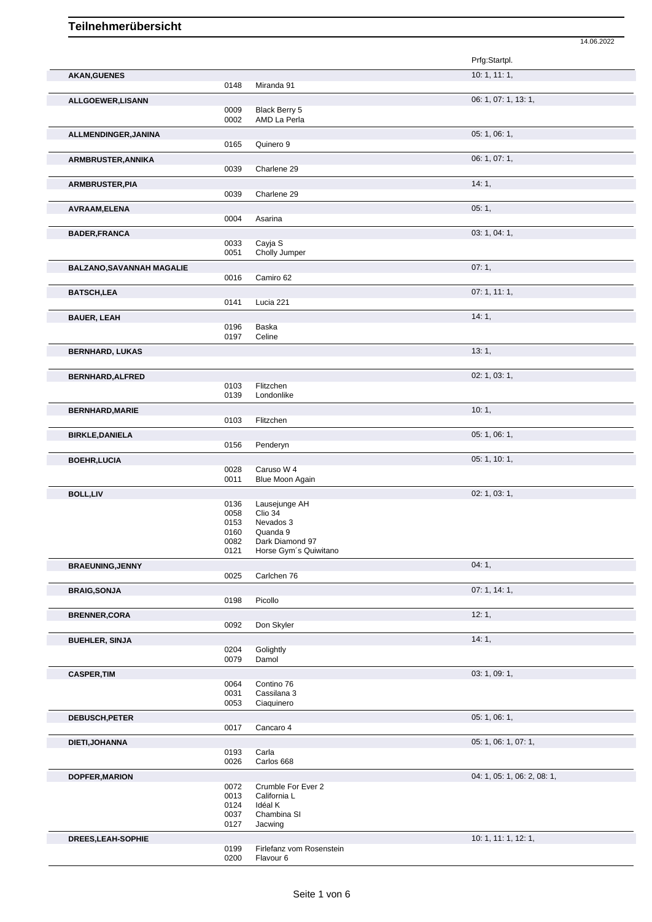# Teilnehmerübersicht

14.06.2022

| | | | Prfg:Startpl. |
|---|---|---|---|
| **AKAN,GUENES** | | | 10: 1, 11: 1, |
| | 0148 | Miranda 91 | |
| **ALLGOEWER,LISANN** | | | 06: 1, 07: 1, 13: 1, |
| | 0009 | Black Berry 5 | |
| | 0002 | AMD La Perla | |
| **ALLMENDINGER,JANINA** | | | 05: 1, 06: 1, |
| | 0165 | Quinero 9 | |
| **ARMBRUSTER,ANNIKA** | | | 06: 1, 07: 1, |
| | 0039 | Charlene 29 | |
| **ARMBRUSTER,PIA** | | | 14: 1, |
| | 0039 | Charlene 29 | |
| **AVRAAM,ELENA** | | | 05: 1, |
| | 0004 | Asarina | |
| **BADER,FRANCA** | | | 03: 1, 04: 1, |
| | 0033 | Cayja S | |
| | 0051 | Cholly Jumper | |
| **BALZANO,SAVANNAH MAGALIE** | | | 07: 1, |
| | 0016 | Camiro 62 | |
| **BATSCH,LEA** | | | 07: 1, 11: 1, |
| | 0141 | Lucia 221 | |
| **BAUER, LEAH** | | | 14: 1, |
| | 0196 | Baska | |
| | 0197 | Celine | |
| **BERNHARD, LUKAS** | | | 13: 1, |
| **BERNHARD,ALFRED** | | | 02: 1, 03: 1, |
| | 0103 | Flitzchen | |
| | 0139 | Londonlike | |
| **BERNHARD,MARIE** | | | 10: 1, |
| | 0103 | Flitzchen | |
| **BIRKLE,DANIELA** | | | 05: 1, 06: 1, |
| | 0156 | Penderyn | |
| **BOEHR,LUCIA** | | | 05: 1, 10: 1, |
| | 0028 | Caruso W 4 | |
| | 0011 | Blue Moon Again | |
| **BOLL,LIV** | | | 02: 1, 03: 1, |
| | 0136 | Lausejunge AH | |
| | 0058 | Clio 34 | |
| | 0153 | Nevados 3 | |
| | 0160 | Quanda 9 | |
| | 0082 | Dark Diamond 97 | |
| | 0121 | Horse Gym´s Quiwitano | |
| **BRAEUNING,JENNY** | | | 04: 1, |
| | 0025 | Carlchen 76 | |
| **BRAIG,SONJA** | | | 07: 1, 14: 1, |
| | 0198 | Picollo | |
| **BRENNER,CORA** | | | 12: 1, |
| | 0092 | Don Skyler | |
| **BUEHLER, SINJA** | | | 14: 1, |
| | 0204 | Golightly | |
| | 0079 | Damol | |
| **CASPER,TIM** | | | 03: 1, 09: 1, |
| | 0064 | Contino 76 | |
| | 0031 | Cassilana 3 | |
| | 0053 | Ciaquinero | |
| **DEBUSCH,PETER** | | | 05: 1, 06: 1, |
| | 0017 | Cancaro 4 | |
| **DIETI,JOHANNA** | | | 05: 1, 06: 1, 07: 1, |
| | 0193 | Carla | |
| | 0026 | Carlos 668 | |
| **DOPFER,MARION** | | | 04: 1, 05: 1, 06: 2, 08: 1, |
| | 0072 | Crumble For Ever 2 | |
| | 0013 | California L | |
| | 0124 | Idéal K | |
| | 0037 | Chambina SI | |
| | 0127 | Jacwing | |
| **DREES,LEAH-SOPHIE** | | | 10: 1, 11: 1, 12: 1, |
| | 0199 | Firlefanz vom Rosenstein | |
| | 0200 | Flavour 6 | |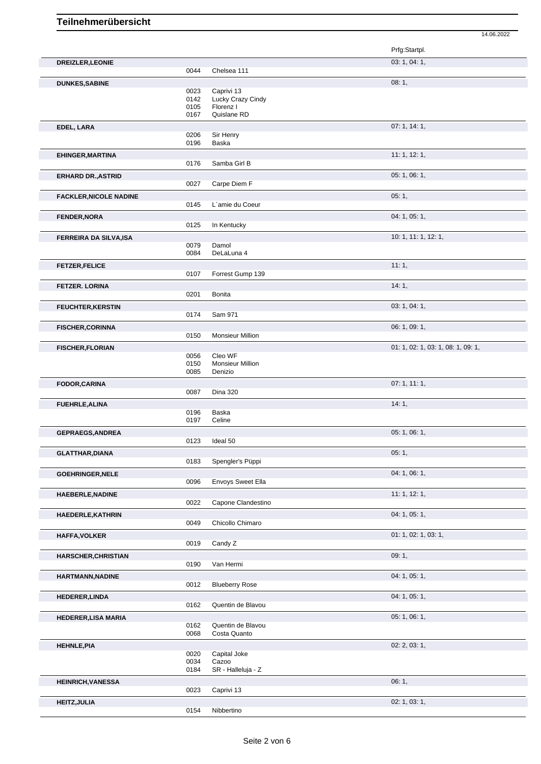# Teilnehmerübersicht

14.06.2022

| Teilnehmer | Nr. | Pferd | Prfg:Startpl. |
|---|---|---|---|
| **DREIZLER,LEONIE** | | | 03: 1, 04: 1, |
| | 0044 | Chelsea 111 | |
| **DUNKES,SABINE** | | | 08: 1, |
| | 0023 | Caprivi 13 | |
| | 0142 | Lucky Crazy Cindy | |
| | 0105 | Florenz I | |
| | 0167 | Quislane RD | |
| **EDEL, LARA** | | | 07: 1, 14: 1, |
| | 0206 | Sir Henry | |
| | 0196 | Baska | |
| **EHINGER,MARTINA** | | | 11: 1, 12: 1, |
| | 0176 | Samba Girl B | |
| **ERHARD DR.,ASTRID** | | | 05: 1, 06: 1, |
| | 0027 | Carpe Diem F | |
| **FACKLER,NICOLE NADINE** | | | 05: 1, |
| | 0145 | L´amie du Coeur | |
| **FENDER,NORA** | | | 04: 1, 05: 1, |
| | 0125 | In Kentucky | |
| **FERREIRA DA SILVA,ISA** | | | 10: 1, 11: 1, 12: 1, |
| | 0079 | Damol | |
| | 0084 | DeLaLuna 4 | |
| **FETZER,FELICE** | | | 11: 1, |
| | 0107 | Forrest Gump 139 | |
| **FETZER. LORINA** | | | 14: 1, |
| | 0201 | Bonita | |
| **FEUCHTER,KERSTIN** | | | 03: 1, 04: 1, |
| | 0174 | Sam 971 | |
| **FISCHER,CORINNA** | | | 06: 1, 09: 1, |
| | 0150 | Monsieur Million | |
| **FISCHER,FLORIAN** | | | 01: 1, 02: 1, 03: 1, 08: 1, 09: 1, |
| | 0056 | Cleo WF | |
| | 0150 | Monsieur Million | |
| | 0085 | Denizio | |
| **FODOR,CARINA** | | | 07: 1, 11: 1, |
| | 0087 | Dina 320 | |
| **FUEHRLE,ALINA** | | | 14: 1, |
| | 0196 | Baska | |
| | 0197 | Celine | |
| **GEPRAEGS,ANDREA** | | | 05: 1, 06: 1, |
| | 0123 | Ideal 50 | |
| **GLATTHAR,DIANA** | | | 05: 1, |
| | 0183 | Spengler's Püppi | |
| **GOEHRINGER,NELE** | | | 04: 1, 06: 1, |
| | 0096 | Envoys Sweet Ella | |
| **HAEBERLE,NADINE** | | | 11: 1, 12: 1, |
| | 0022 | Capone Clandestino | |
| **HAEDERLE,KATHRIN** | | | 04: 1, 05: 1, |
| | 0049 | Chicollo Chimaro | |
| **HAFFA,VOLKER** | | | 01: 1, 02: 1, 03: 1, |
| | 0019 | Candy Z | |
| **HARSCHER,CHRISTIAN** | | | 09: 1, |
| | 0190 | Van Hermi | |
| **HARTMANN,NADINE** | | | 04: 1, 05: 1, |
| | 0012 | Blueberry Rose | |
| **HEDERER,LINDA** | | | 04: 1, 05: 1, |
| | 0162 | Quentin de Blavou | |
| **HEDERER,LISA MARIA** | | | 05: 1, 06: 1, |
| | 0162 | Quentin de Blavou | |
| | 0068 | Costa Quanto | |
| **HEHNLE,PIA** | | | 02: 2, 03: 1, |
| | 0020 | Capital Joke | |
| | 0034 | Cazoo | |
| | 0184 | SR - Halleluja - Z | |
| **HEINRICH,VANESSA** | | | 06: 1, |
| | 0023 | Caprivi 13 | |
| **HEITZ,JULIA** | | | 02: 1, 03: 1, |
| | 0154 | Nibbertino | |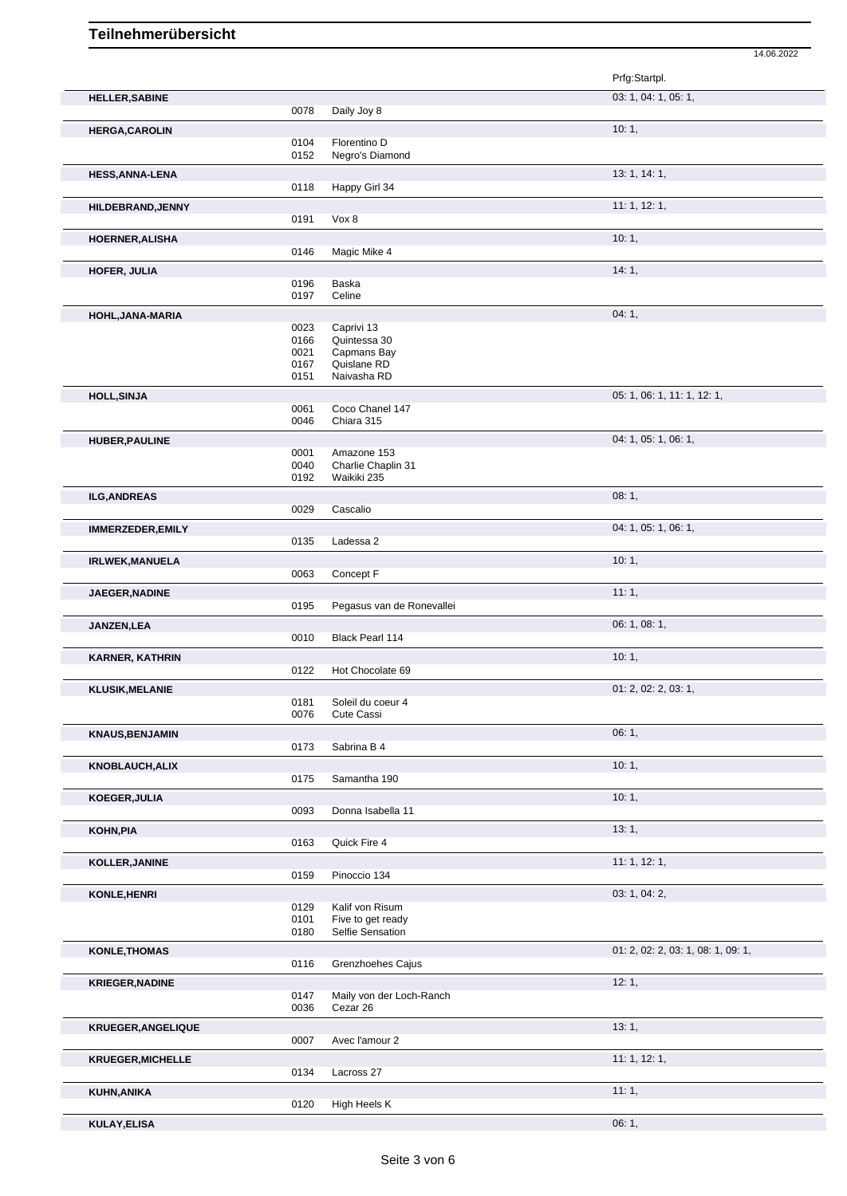# Teilnehmerübersicht

14.06.2022

| Name | Nr. | Pferd | Prfg:Startpl. |
|---|---|---|---|
| **HELLER,SABINE** | | | 03: 1, 04: 1, 05: 1, |
| | 0078 | Daily Joy 8 | |
| **HERGA,CAROLIN** | | | 10: 1, |
| | 0104 | Florentino D | |
| | 0152 | Negro's Diamond | |
| **HESS,ANNA-LENA** | | | 13: 1, 14: 1, |
| | 0118 | Happy Girl 34 | |
| **HILDEBRAND,JENNY** | | | 11: 1, 12: 1, |
| | 0191 | Vox 8 | |
| **HOERNER,ALISHA** | | | 10: 1, |
| | 0146 | Magic Mike 4 | |
| **HOFER, JULIA** | | | 14: 1, |
| | 0196 | Baska | |
| | 0197 | Celine | |
| **HOHL,JANA-MARIA** | | | 04: 1, |
| | 0023 | Caprivi 13 | |
| | 0166 | Quintessa 30 | |
| | 0021 | Capmans Bay | |
| | 0167 | Quislane RD | |
| | 0151 | Naivasha RD | |
| **HOLL,SINJA** | | | 05: 1, 06: 1, 11: 1, 12: 1, |
| | 0061 | Coco Chanel 147 | |
| | 0046 | Chiara 315 | |
| **HUBER,PAULINE** | | | 04: 1, 05: 1, 06: 1, |
| | 0001 | Amazone 153 | |
| | 0040 | Charlie Chaplin 31 | |
| | 0192 | Waikiki 235 | |
| **ILG,ANDREAS** | | | 08: 1, |
| | 0029 | Cascalio | |
| **IMMERZEDER,EMILY** | | | 04: 1, 05: 1, 06: 1, |
| | 0135 | Ladessa 2 | |
| **IRLWEK,MANUELA** | | | 10: 1, |
| | 0063 | Concept F | |
| **JAEGER,NADINE** | | | 11: 1, |
| | 0195 | Pegasus van de Ronevallei | |
| **JANZEN,LEA** | | | 06: 1, 08: 1, |
| | 0010 | Black Pearl 114 | |
| **KARNER, KATHRIN** | | | 10: 1, |
| | 0122 | Hot Chocolate 69 | |
| **KLUSIK,MELANIE** | | | 01: 2, 02: 2, 03: 1, |
| | 0181 | Soleil du coeur 4 | |
| | 0076 | Cute Cassi | |
| **KNAUS,BENJAMIN** | | | 06: 1, |
| | 0173 | Sabrina B 4 | |
| **KNOBLAUCH,ALIX** | | | 10: 1, |
| | 0175 | Samantha 190 | |
| **KOEGER,JULIA** | | | 10: 1, |
| | 0093 | Donna Isabella 11 | |
| **KOHN,PIA** | | | 13: 1, |
| | 0163 | Quick Fire 4 | |
| **KOLLER,JANINE** | | | 11: 1, 12: 1, |
| | 0159 | Pinoccio 134 | |
| **KONLE,HENRI** | | | 03: 1, 04: 2, |
| | 0129 | Kalif von Risum | |
| | 0101 | Five to get ready | |
| | 0180 | Selfie Sensation | |
| **KONLE,THOMAS** | | | 01: 2, 02: 2, 03: 1, 08: 1, 09: 1, |
| | 0116 | Grenzhoehes Cajus | |
| **KRIEGER,NADINE** | | | 12: 1, |
| | 0147 | Maily von der Loch-Ranch | |
| | 0036 | Cezar 26 | |
| **KRUEGER,ANGELIQUE** | | | 13: 1, |
| | 0007 | Avec l'amour 2 | |
| **KRUEGER,MICHELLE** | | | 11: 1, 12: 1, |
| | 0134 | Lacross 27 | |
| **KUHN,ANIKA** | | | 11: 1, |
| | 0120 | High Heels K | |
| **KULAY,ELISA** | | | 06: 1, |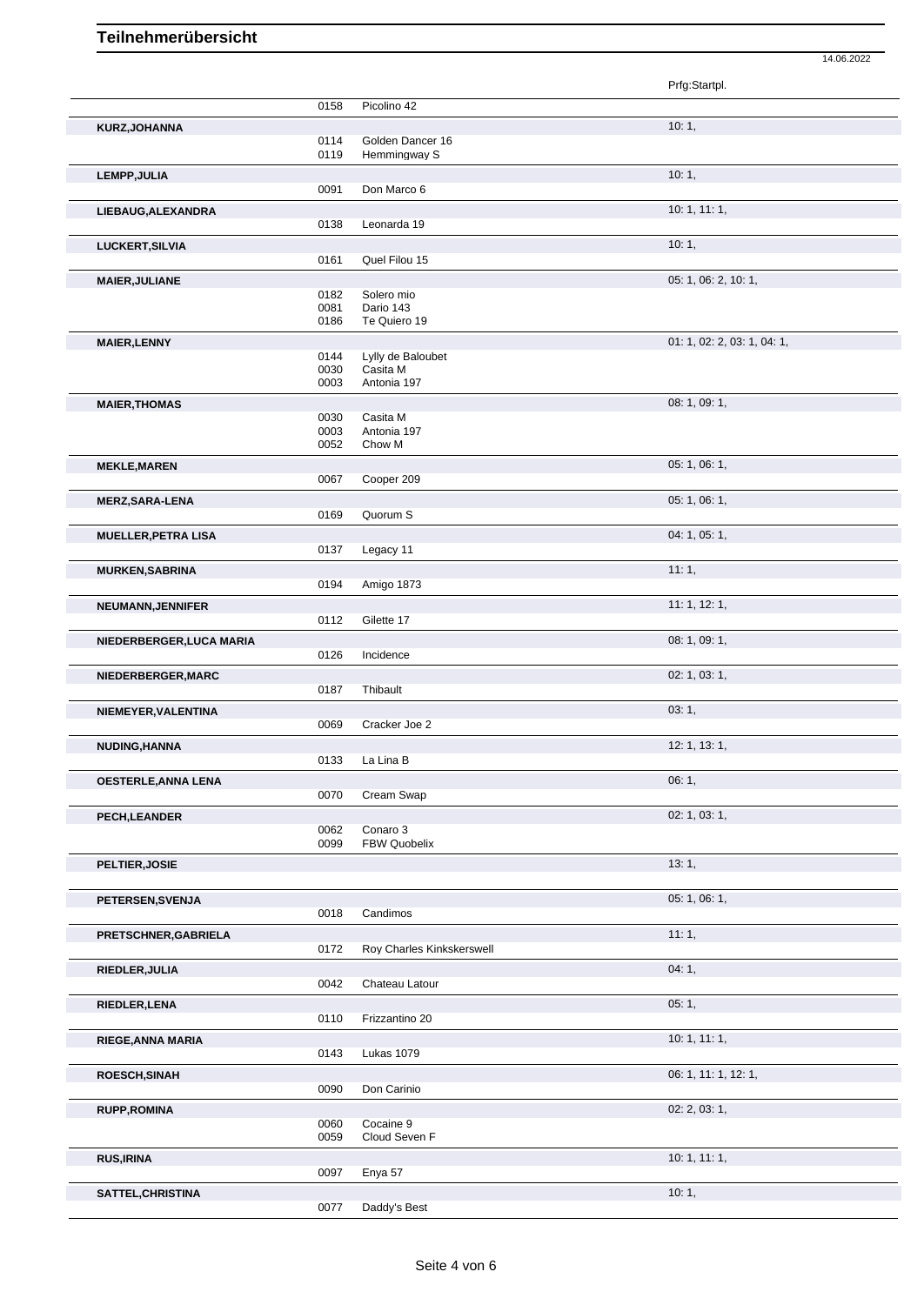# Teilnehmerübersicht

14.06.2022

| Name | Nr. | Pferd | Prfg:Startpl. |
|---|---|---|---|
| | 0158 | Picolino 42 | |
| **KURZ,JOHANNA** | | | 10: 1, |
| | 0114 | Golden Dancer 16 | |
| | 0119 | Hemmingway S | |
| **LEMPP,JULIA** | | | 10: 1, |
| | 0091 | Don Marco 6 | |
| **LIEBAUG,ALEXANDRA** | | | 10: 1, 11: 1, |
| | 0138 | Leonarda 19 | |
| **LUCKERT,SILVIA** | | | 10: 1, |
| | 0161 | Quel Filou 15 | |
| **MAIER,JULIANE** | | | 05: 1, 06: 2, 10: 1, |
| | 0182 | Solero mio | |
| | 0081 | Dario 143 | |
| | 0186 | Te Quiero 19 | |
| **MAIER,LENNY** | | | 01: 1, 02: 2, 03: 1, 04: 1, |
| | 0144 | Lylly de Baloubet | |
| | 0030 | Casita M | |
| | 0003 | Antonia 197 | |
| **MAIER,THOMAS** | | | 08: 1, 09: 1, |
| | 0030 | Casita M | |
| | 0003 | Antonia 197 | |
| | 0052 | Chow M | |
| **MEKLE,MAREN** | | | 05: 1, 06: 1, |
| | 0067 | Cooper 209 | |
| **MERZ,SARA-LENA** | | | 05: 1, 06: 1, |
| | 0169 | Quorum S | |
| **MUELLER,PETRA LISA** | | | 04: 1, 05: 1, |
| | 0137 | Legacy 11 | |
| **MURKEN,SABRINA** | | | 11: 1, |
| | 0194 | Amigo 1873 | |
| **NEUMANN,JENNIFER** | | | 11: 1, 12: 1, |
| | 0112 | Gilette 17 | |
| **NIEDERBERGER,LUCA MARIA** | | | 08: 1, 09: 1, |
| | 0126 | Incidence | |
| **NIEDERBERGER,MARC** | | | 02: 1, 03: 1, |
| | 0187 | Thibault | |
| **NIEMEYER,VALENTINA** | | | 03: 1, |
| | 0069 | Cracker Joe 2 | |
| **NUDING,HANNA** | | | 12: 1, 13: 1, |
| | 0133 | La Lina B | |
| **OESTERLE,ANNA LENA** | | | 06: 1, |
| | 0070 | Cream Swap | |
| **PECH,LEANDER** | | | 02: 1, 03: 1, |
| | 0062 | Conaro 3 | |
| | 0099 | FBW Quobelix | |
| **PELTIER,JOSIE** | | | 13: 1, |
| **PETERSEN,SVENJA** | | | 05: 1, 06: 1, |
| | 0018 | Candimos | |
| **PRETSCHNER,GABRIELA** | | | 11: 1, |
| | 0172 | Roy Charles Kinkskerswell | |
| **RIEDLER,JULIA** | | | 04: 1, |
| | 0042 | Chateau Latour | |
| **RIEDLER,LENA** | | | 05: 1, |
| | 0110 | Frizzantino 20 | |
| **RIEGE,ANNA MARIA** | | | 10: 1, 11: 1, |
| | 0143 | Lukas 1079 | |
| **ROESCH,SINAH** | | | 06: 1, 11: 1, 12: 1, |
| | 0090 | Don Carinio | |
| **RUPP,ROMINA** | | | 02: 2, 03: 1, |
| | 0060 | Cocaine 9 | |
| | 0059 | Cloud Seven F | |
| **RUS,IRINA** | | | 10: 1, 11: 1, |
| | 0097 | Enya 57 | |
| **SATTEL,CHRISTINA** | | | 10: 1, |
| | 0077 | Daddy's Best | |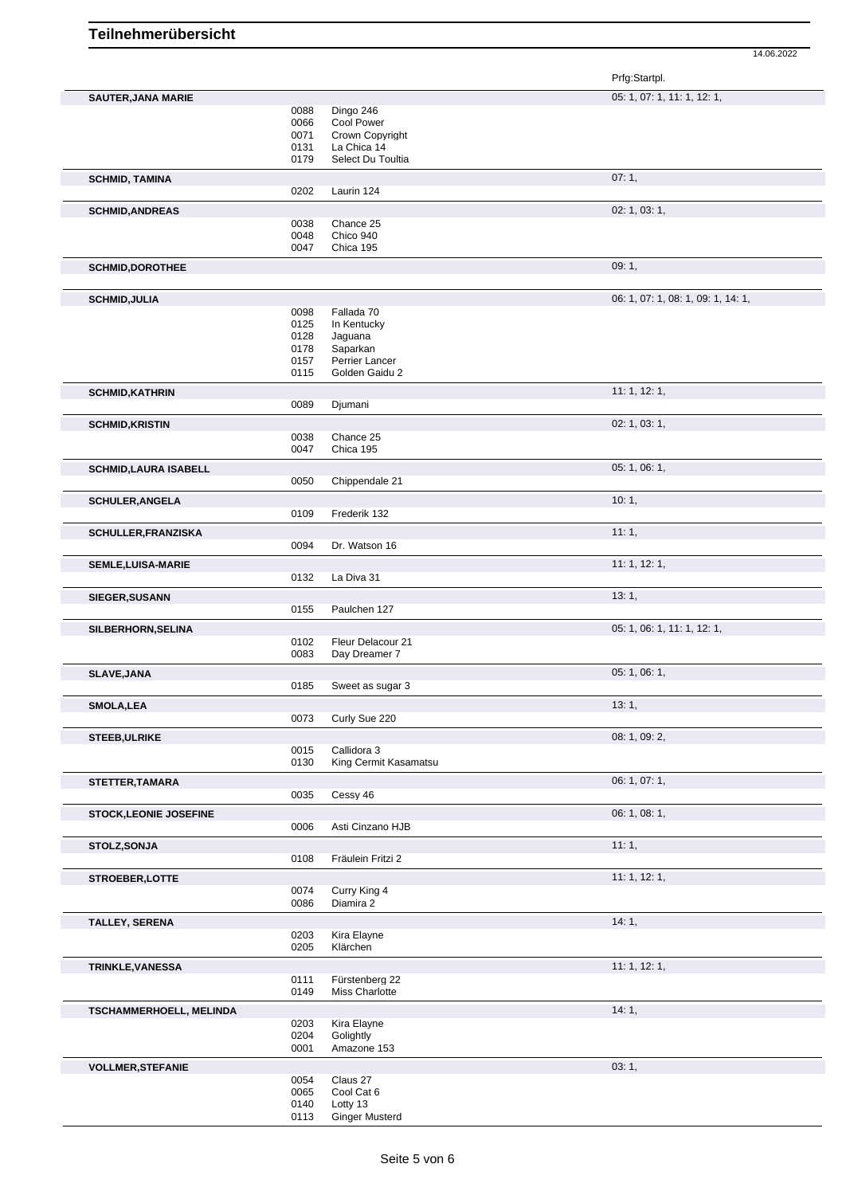# Teilnehmerübersicht

14.06.2022

| Teilnehmer | Nr. | Pferd | Prfg:Startpl. |
|---|---|---|---|
| **SAUTER,JANA MARIE** | | | 05: 1, 07: 1, 11: 1, 12: 1, |
| | 0088 | Dingo 246 | |
| | 0066 | Cool Power | |
| | 0071 | Crown Copyright | |
| | 0131 | La Chica 14 | |
| | 0179 | Select Du Toultia | |
| **SCHMID, TAMINA** | | | 07: 1, |
| | 0202 | Laurin 124 | |
| **SCHMID,ANDREAS** | | | 02: 1, 03: 1, |
| | 0038 | Chance 25 | |
| | 0048 | Chico 940 | |
| | 0047 | Chica 195 | |
| **SCHMID,DOROTHEE** | | | 09: 1, |
| **SCHMID,JULIA** | | | 06: 1, 07: 1, 08: 1, 09: 1, 14: 1, |
| | 0098 | Fallada 70 | |
| | 0125 | In Kentucky | |
| | 0128 | Jaguana | |
| | 0178 | Saparkan | |
| | 0157 | Perrier Lancer | |
| | 0115 | Golden Gaidu 2 | |
| **SCHMID,KATHRIN** | | | 11: 1, 12: 1, |
| | 0089 | Djumani | |
| **SCHMID,KRISTIN** | | | 02: 1, 03: 1, |
| | 0038 | Chance 25 | |
| | 0047 | Chica 195 | |
| **SCHMID,LAURA ISABELL** | | | 05: 1, 06: 1, |
| | 0050 | Chippendale 21 | |
| **SCHULER,ANGELA** | | | 10: 1, |
| | 0109 | Frederik 132 | |
| **SCHULLER,FRANZISKA** | | | 11: 1, |
| | 0094 | Dr. Watson 16 | |
| **SEMLE,LUISA-MARIE** | | | 11: 1, 12: 1, |
| | 0132 | La Diva 31 | |
| **SIEGER,SUSANN** | | | 13: 1, |
| | 0155 | Paulchen 127 | |
| **SILBERHORN,SELINA** | | | 05: 1, 06: 1, 11: 1, 12: 1, |
| | 0102 | Fleur Delacour 21 | |
| | 0083 | Day Dreamer 7 | |
| **SLAVE,JANA** | | | 05: 1, 06: 1, |
| | 0185 | Sweet as sugar 3 | |
| **SMOLA,LEA** | | | 13: 1, |
| | 0073 | Curly Sue 220 | |
| **STEEB,ULRIKE** | | | 08: 1, 09: 2, |
| | 0015 | Callidora 3 | |
| | 0130 | King Cermit Kasamatsu | |
| **STETTER,TAMARA** | | | 06: 1, 07: 1, |
| | 0035 | Cessy 46 | |
| **STOCK,LEONIE JOSEFINE** | | | 06: 1, 08: 1, |
| | 0006 | Asti Cinzano HJB | |
| **STOLZ,SONJA** | | | 11: 1, |
| | 0108 | Fräulein Fritzi 2 | |
| **STROEBER,LOTTE** | | | 11: 1, 12: 1, |
| | 0074 | Curry King 4 | |
| | 0086 | Diamira 2 | |
| **TALLEY, SERENA** | | | 14: 1, |
| | 0203 | Kira Elayne | |
| | 0205 | Klärchen | |
| **TRINKLE,VANESSA** | | | 11: 1, 12: 1, |
| | 0111 | Fürstenberg 22 | |
| | 0149 | Miss Charlotte | |
| **TSCHAMMERHOELL, MELINDA** | | | 14: 1, |
| | 0203 | Kira Elayne | |
| | 0204 | Golightly | |
| | 0001 | Amazone 153 | |
| **VOLLMER,STEFANIE** | | | 03: 1, |
| | 0054 | Claus 27 | |
| | 0065 | Cool Cat 6 | |
| | 0140 | Lotty 13 | |
| | 0113 | Ginger Musterd | |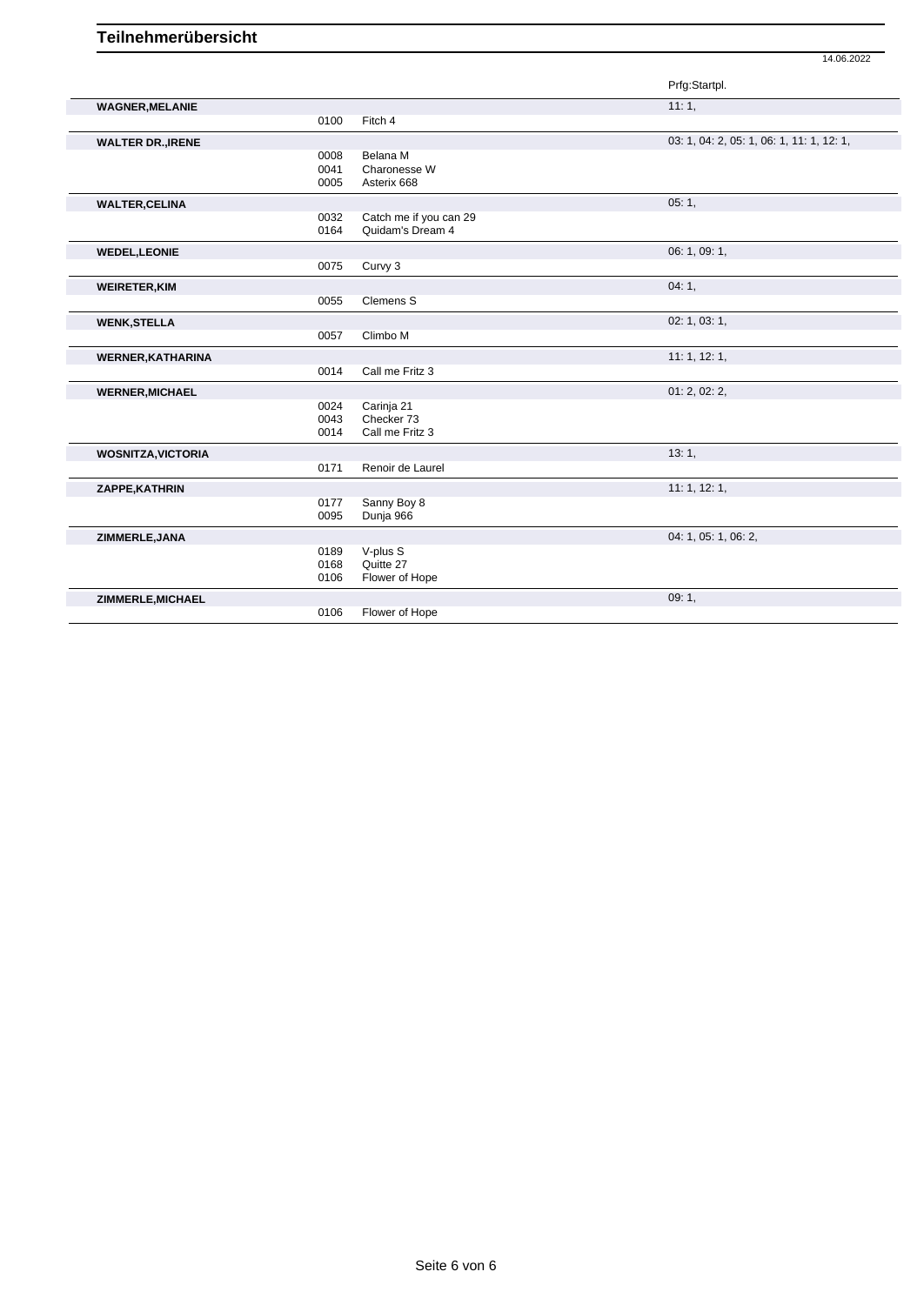# Teilnehmerübersicht

14.06.2022

| | | | Prfg:Startpl. |
|---|---|---|---|
| **WAGNER,MELANIE** | | | 11: 1, |
| | 0100 | Fitch 4 | |
| **WALTER DR.,IRENE** | | | 03: 1, 04: 2, 05: 1, 06: 1, 11: 1, 12: 1, |
| | 0008 | Belana M | |
| | 0041 | Charonesse W | |
| | 0005 | Asterix 668 | |
| **WALTER,CELINA** | | | 05: 1, |
| | 0032 | Catch me if you can 29 | |
| | 0164 | Quidam's Dream 4 | |
| **WEDEL,LEONIE** | | | 06: 1, 09: 1, |
| | 0075 | Curvy 3 | |
| **WEIRETER,KIM** | | | 04: 1, |
| | 0055 | Clemens S | |
| **WENK,STELLA** | | | 02: 1, 03: 1, |
| | 0057 | Climbo M | |
| **WERNER,KATHARINA** | | | 11: 1, 12: 1, |
| | 0014 | Call me Fritz 3 | |
| **WERNER,MICHAEL** | | | 01: 2, 02: 2, |
| | 0024 | Carinja 21 | |
| | 0043 | Checker 73 | |
| | 0014 | Call me Fritz 3 | |
| **WOSNITZA,VICTORIA** | | | 13: 1, |
| | 0171 | Renoir de Laurel | |
| **ZAPPE,KATHRIN** | | | 11: 1, 12: 1, |
| | 0177 | Sanny Boy 8 | |
| | 0095 | Dunja 966 | |
| **ZIMMERLE,JANA** | | | 04: 1, 05: 1, 06: 2, |
| | 0189 | V-plus S | |
| | 0168 | Quitte 27 | |
| | 0106 | Flower of Hope | |
| **ZIMMERLE,MICHAEL** | | | 09: 1, |
| | 0106 | Flower of Hope | |